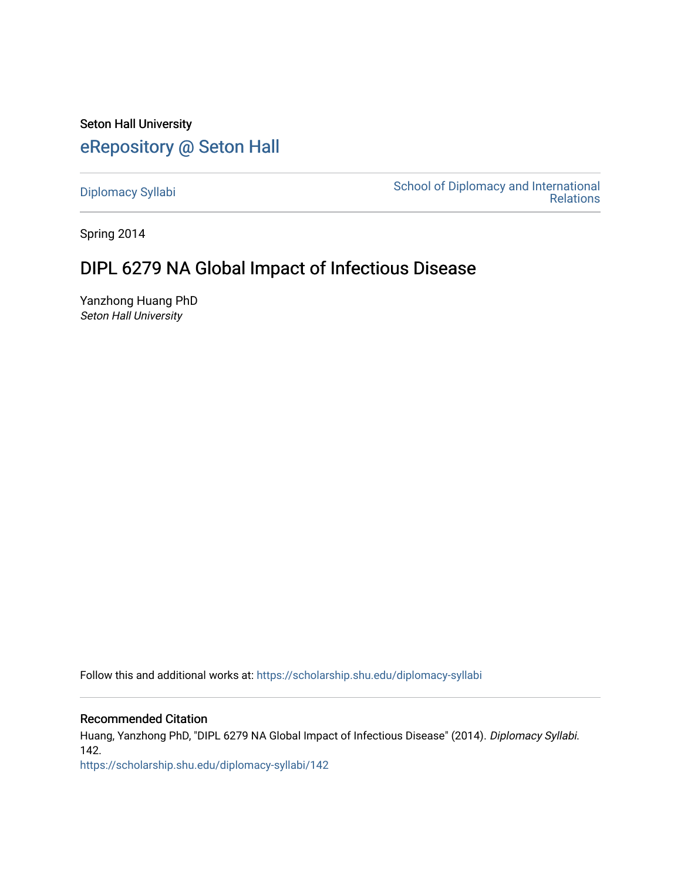Seton Hall University

# eRepository @ Seton Hall

Diplomacy Syllabi

School of Diplomacy and International Relations

Spring 2014

## DIPL 6279 NA Global Impact of Infectious Disease

Yanzhong Huang PhD
*Seton Hall University*

Follow this and additional works at: https://scholarship.shu.edu/diplomacy-syllabi

### Recommended Citation

Huang, Yanzhong PhD, "DIPL 6279 NA Global Impact of Infectious Disease" (2014). *Diplomacy Syllabi*. 142.
https://scholarship.shu.edu/diplomacy-syllabi/142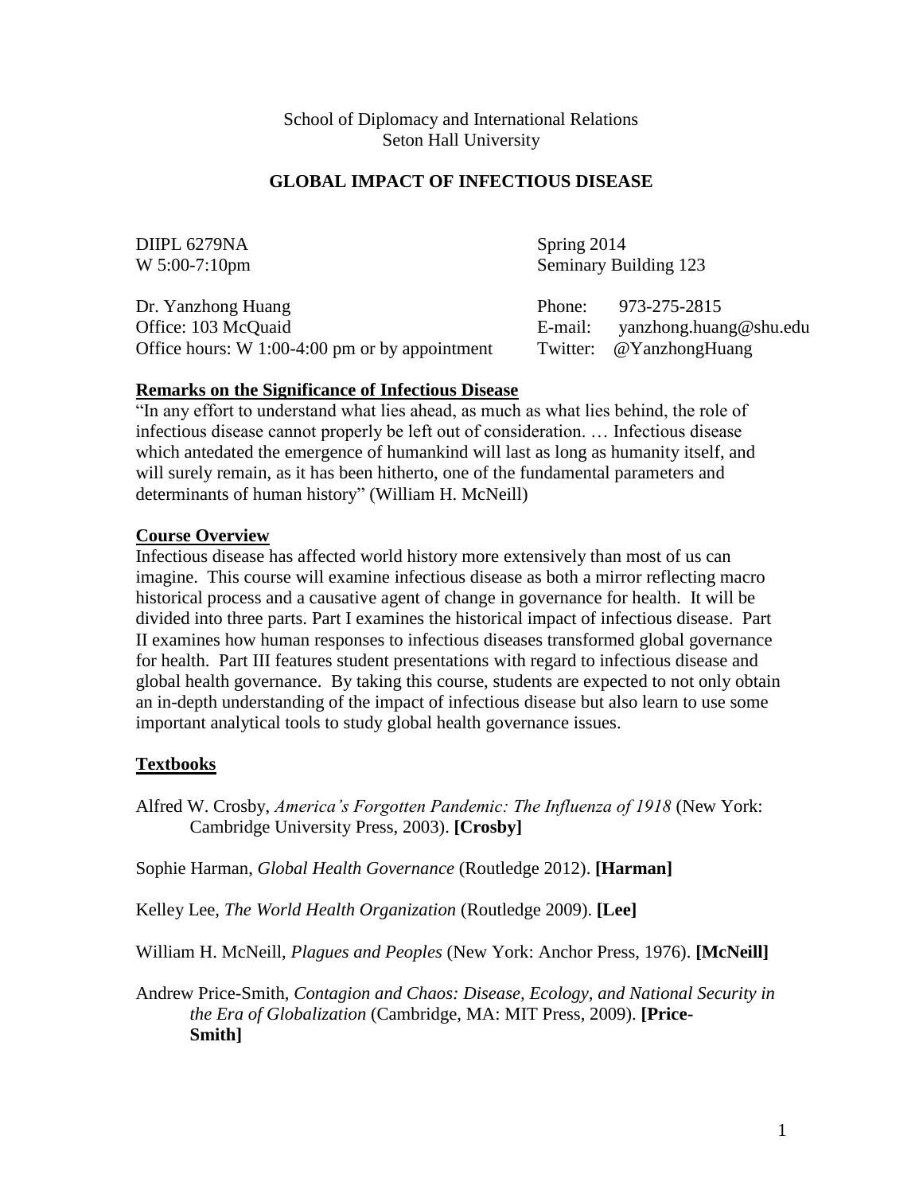School of Diplomacy and International Relations
Seton Hall University

# GLOBAL IMPACT OF INFECTIOUS DISEASE

| | |
|---|---|
| DIIPL 6279NA | Spring 2014 |
| W 5:00-7:10pm | Seminary Building 123 |

| | |
|---|---|
| Dr. Yanzhong Huang | Phone: 973-275-2815 |
| Office: 103 McQuaid | E-mail: yanzhong.huang@shu.edu |
| Office hours: W 1:00-4:00 pm or by appointment | Twitter: @YanzhongHuang |

## Remarks on the Significance of Infectious Disease

"In any effort to understand what lies ahead, as much as what lies behind, the role of infectious disease cannot properly be left out of consideration. … Infectious disease which antedated the emergence of humankind will last as long as humanity itself, and will surely remain, as it has been hitherto, one of the fundamental parameters and determinants of human history" (William H. McNeill)

## Course Overview

Infectious disease has affected world history more extensively than most of us can imagine. This course will examine infectious disease as both a mirror reflecting macro historical process and a causative agent of change in governance for health. It will be divided into three parts. Part I examines the historical impact of infectious disease. Part II examines how human responses to infectious diseases transformed global governance for health. Part III features student presentations with regard to infectious disease and global health governance. By taking this course, students are expected to not only obtain an in-depth understanding of the impact of infectious disease but also learn to use some important analytical tools to study global health governance issues.

## Textbooks

Alfred W. Crosby, *America's Forgotten Pandemic: The Influenza of 1918* (New York: Cambridge University Press, 2003). **[Crosby]**

Sophie Harman, *Global Health Governance* (Routledge 2012). **[Harman]**

Kelley Lee, *The World Health Organization* (Routledge 2009). **[Lee]**

William H. McNeill, *Plagues and Peoples* (New York: Anchor Press, 1976). **[McNeill]**

Andrew Price-Smith, *Contagion and Chaos: Disease, Ecology, and National Security in the Era of Globalization* (Cambridge, MA: MIT Press, 2009). **[Price-Smith]**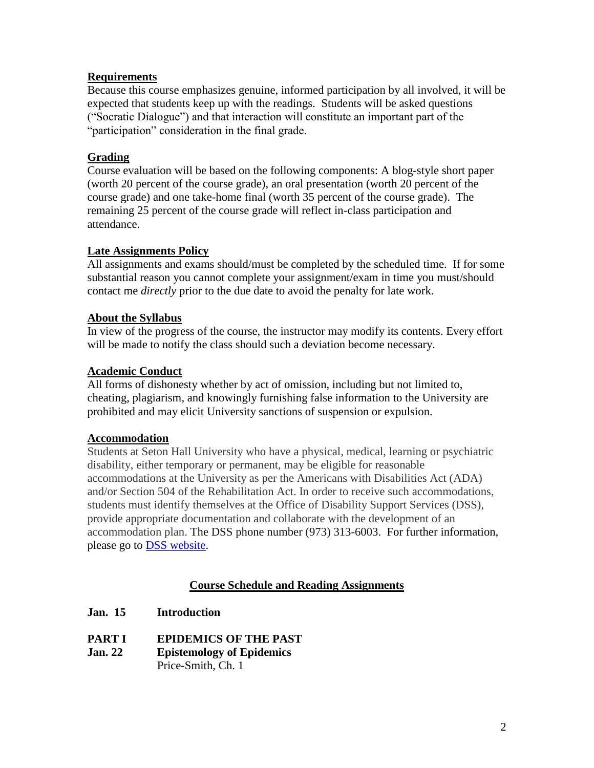### Requirements

Because this course emphasizes genuine, informed participation by all involved, it will be expected that students keep up with the readings. Students will be asked questions ("Socratic Dialogue") and that interaction will constitute an important part of the "participation" consideration in the final grade.

### Grading

Course evaluation will be based on the following components: A blog-style short paper (worth 20 percent of the course grade), an oral presentation (worth 20 percent of the course grade) and one take-home final (worth 35 percent of the course grade). The remaining 25 percent of the course grade will reflect in-class participation and attendance.

### Late Assignments Policy

All assignments and exams should/must be completed by the scheduled time. If for some substantial reason you cannot complete your assignment/exam in time you must/should contact me *directly* prior to the due date to avoid the penalty for late work.

### About the Syllabus

In view of the progress of the course, the instructor may modify its contents. Every effort will be made to notify the class should such a deviation become necessary.

### Academic Conduct

All forms of dishonesty whether by act of omission, including but not limited to, cheating, plagiarism, and knowingly furnishing false information to the University are prohibited and may elicit University sanctions of suspension or expulsion.

### Accommodation

Students at Seton Hall University who have a physical, medical, learning or psychiatric disability, either temporary or permanent, may be eligible for reasonable accommodations at the University as per the Americans with Disabilities Act (ADA) and/or Section 504 of the Rehabilitation Act. In order to receive such accommodations, students must identify themselves at the Office of Disability Support Services (DSS), provide appropriate documentation and collaborate with the development of an accommodation plan. The DSS phone number (973) 313-6003. For further information, please go to DSS website.

## Course Schedule and Reading Assignments

**Jan. 15** **Introduction**

**PART I** **EPIDEMICS OF THE PAST**

**Jan. 22** **Epistemology of Epidemics**
Price-Smith, Ch. 1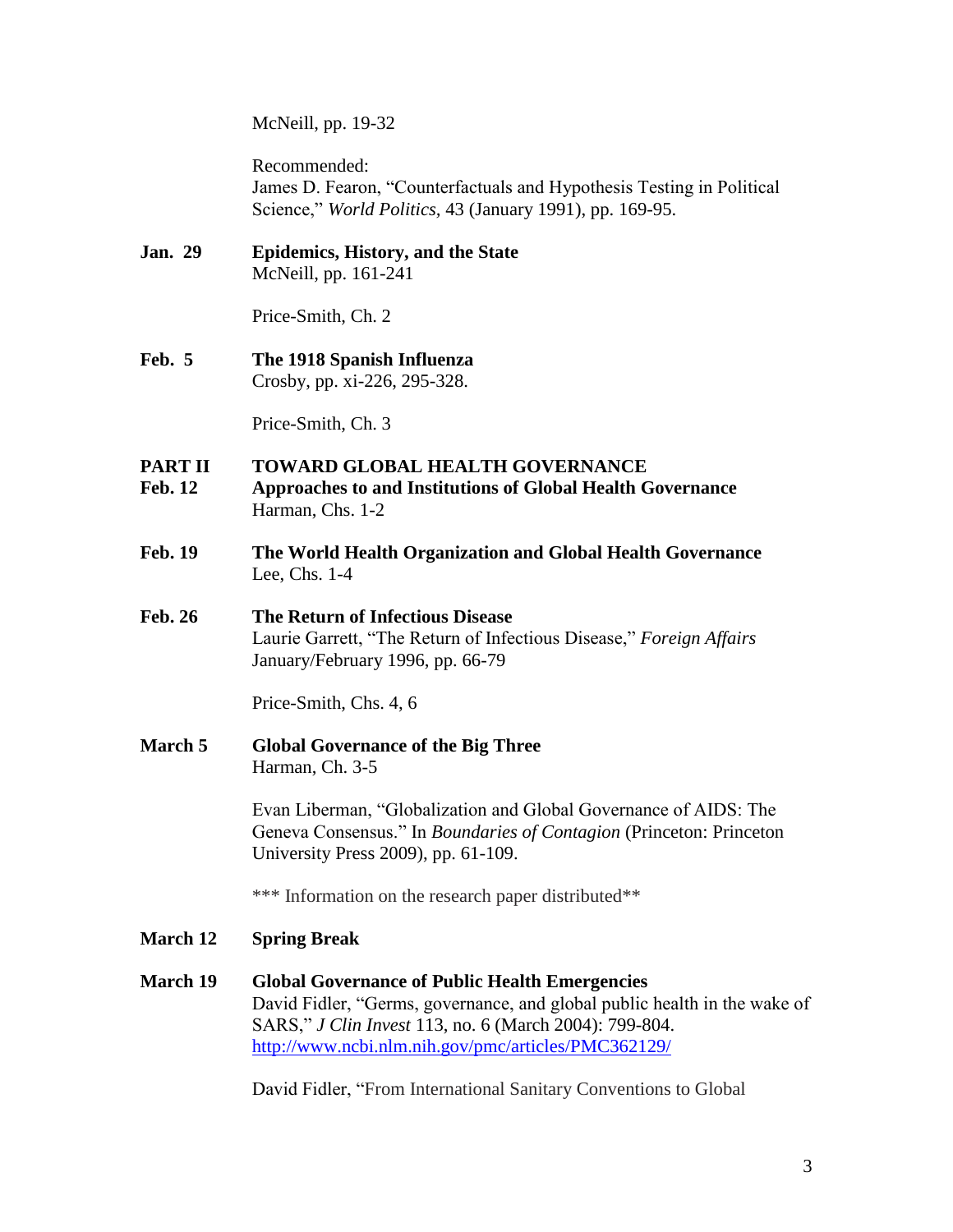McNeill, pp. 19-32

Recommended:
James D. Fearon, "Counterfactuals and Hypothesis Testing in Political Science," *World Politics*, 43 (January 1991), pp. 169-95.

**Jan. 29** **Epidemics, History, and the State**
McNeill, pp. 161-241

Price-Smith, Ch. 2

**Feb. 5** **The 1918 Spanish Influenza**
Crosby, pp. xi-226, 295-328.

Price-Smith, Ch. 3

**PART II** **TOWARD GLOBAL HEALTH GOVERNANCE**

**Feb. 12** **Approaches to and Institutions of Global Health Governance**
Harman, Chs. 1-2

**Feb. 19** **The World Health Organization and Global Health Governance**
Lee, Chs. 1-4

**Feb. 26** **The Return of Infectious Disease**
Laurie Garrett, "The Return of Infectious Disease," *Foreign Affairs* January/February 1996, pp. 66-79

Price-Smith, Chs. 4, 6

**March 5** **Global Governance of the Big Three**
Harman, Ch. 3-5

Evan Liberman, "Globalization and Global Governance of AIDS: The Geneva Consensus." In *Boundaries of Contagion* (Princeton: Princeton University Press 2009), pp. 61-109.

*** Information on the research paper distributed**

**March 12** **Spring Break**

**March 19** **Global Governance of Public Health Emergencies**
David Fidler, "Germs, governance, and global public health in the wake of SARS," *J Clin Invest* 113, no. 6 (March 2004): 799-804.
http://www.ncbi.nlm.nih.gov/pmc/articles/PMC362129/

David Fidler, "From International Sanitary Conventions to Global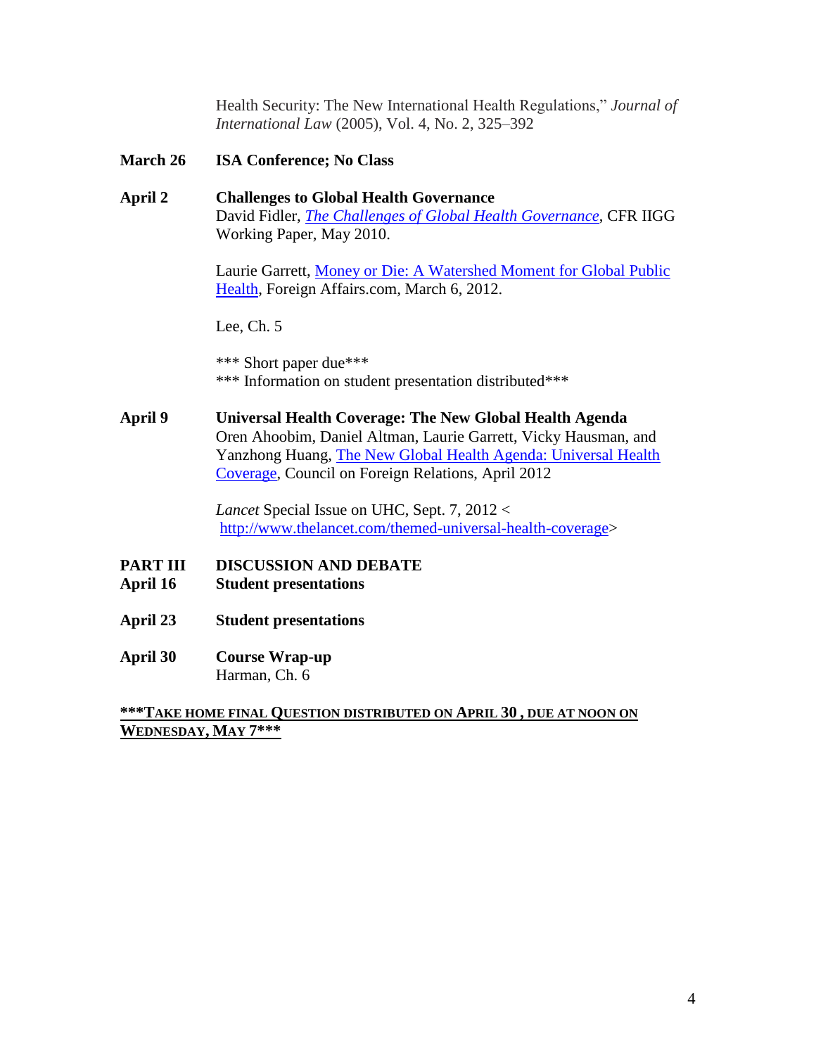Health Security: The New International Health Regulations," *Journal of International Law* (2005), Vol. 4, No. 2, 325–392

**March 26** **ISA Conference; No Class**

**April 2** **Challenges to Global Health Governance**

David Fidler, *The Challenges of Global Health Governance*, CFR IIGG Working Paper, May 2010.

Laurie Garrett, Money or Die: A Watershed Moment for Global Public Health, Foreign Affairs.com, March 6, 2012.

Lee, Ch. 5

*** Short paper due***
*** Information on student presentation distributed***

**April 9** **Universal Health Coverage: The New Global Health Agenda**

Oren Ahoobim, Daniel Altman, Laurie Garrett, Vicky Hausman, and Yanzhong Huang, The New Global Health Agenda: Universal Health Coverage, Council on Foreign Relations, April 2012

*Lancet* Special Issue on UHC, Sept. 7, 2012 < http://www.thelancet.com/themed-universal-health-coverage>

**PART III** **DISCUSSION AND DEBATE**

**April 16** **Student presentations**

**April 23** **Student presentations**

**April 30** **Course Wrap-up**

Harman, Ch. 6

**\*\*\*TAKE HOME FINAL QUESTION DISTRIBUTED ON APRIL 30 , DUE AT NOON ON WEDNESDAY, MAY 7\*\*\***